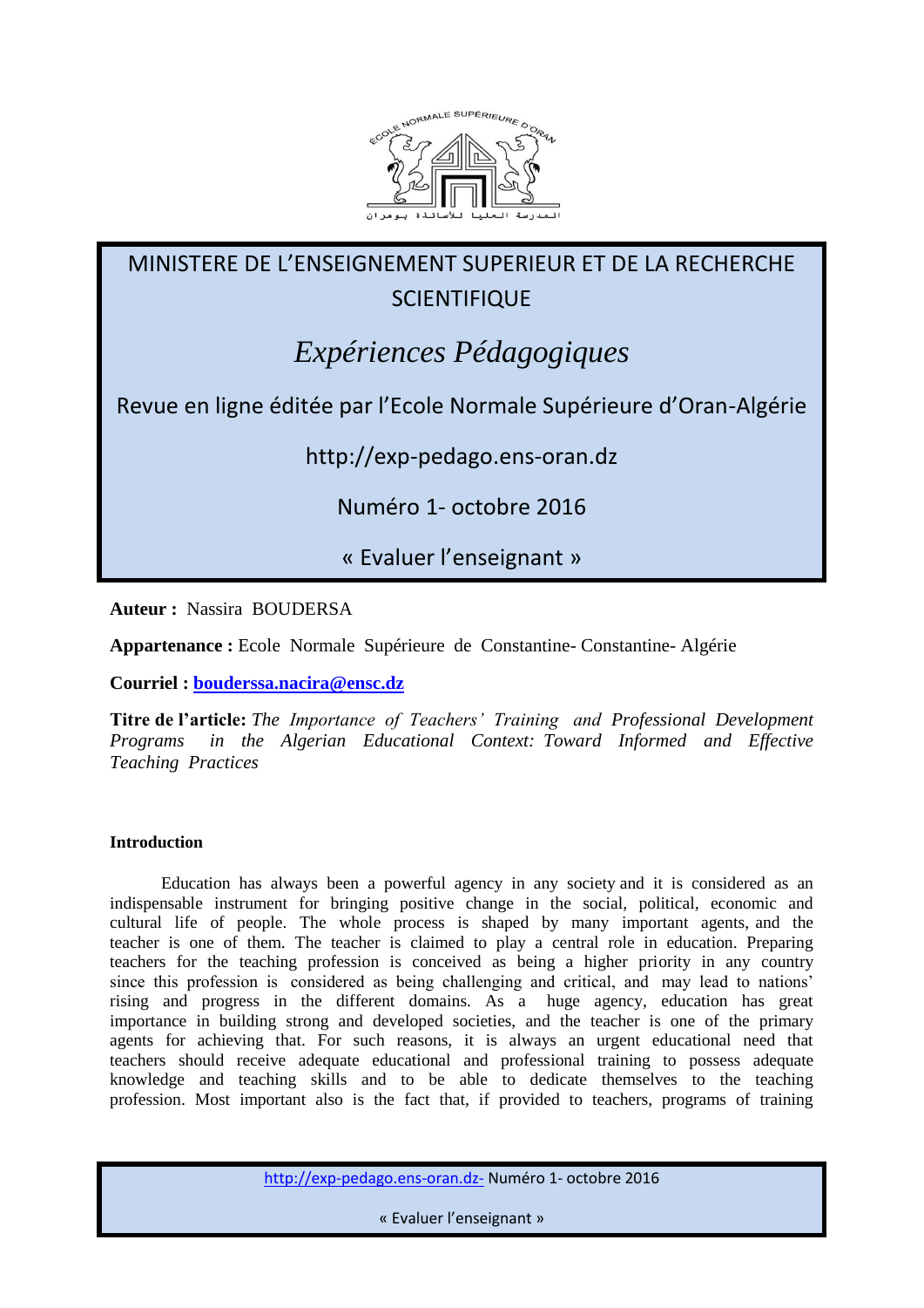MINISTERE DE L'ENSEIGNEMENT SUPERIEUR ET DE LA RECHERCHE SCIENTIFIQUE

# *Expériences Pédagogiques*

Revue en ligne éditée par l'Ecole Normale Supérieure d'Oran-Algérie

http://exp-pedago.ens-oran.dz

Numéro 1- octobre 2016

« Evaluer l'enseignant »

**Auteur :** Nassira BOUDERSA

**Appartenance :** Ecole Normale Supérieure de Constantine- Constantine- Algérie

**Courriel :** **boudерssa.nacira@ensc.dz**

**Titre de l'article:** *The Importance of Teachers' Training and Professional Development Programs in the Algerian Educational Context: Toward Informed and Effective Teaching Practices*

## Introduction

Education has always been a powerful agency in any society and it is considered as an indispensable instrument for bringing positive change in the social, political, economic and cultural life of people. The whole process is shaped by many important agents, and the teacher is one of them. The teacher is claimed to play a central role in education. Preparing teachers for the teaching profession is conceived as being a higher priority in any country since this profession is considered as being challenging and critical, and may lead to nations' rising and progress in the different domains. As a huge agency, education has great importance in building strong and developed societies, and the teacher is one of the primary agents for achieving that. For such reasons, it is always an urgent educational need that teachers should receive adequate educational and professional training to possess adequate knowledge and teaching skills and to be able to dedicate themselves to the teaching profession. Most important also is the fact that, if provided to teachers, programs of training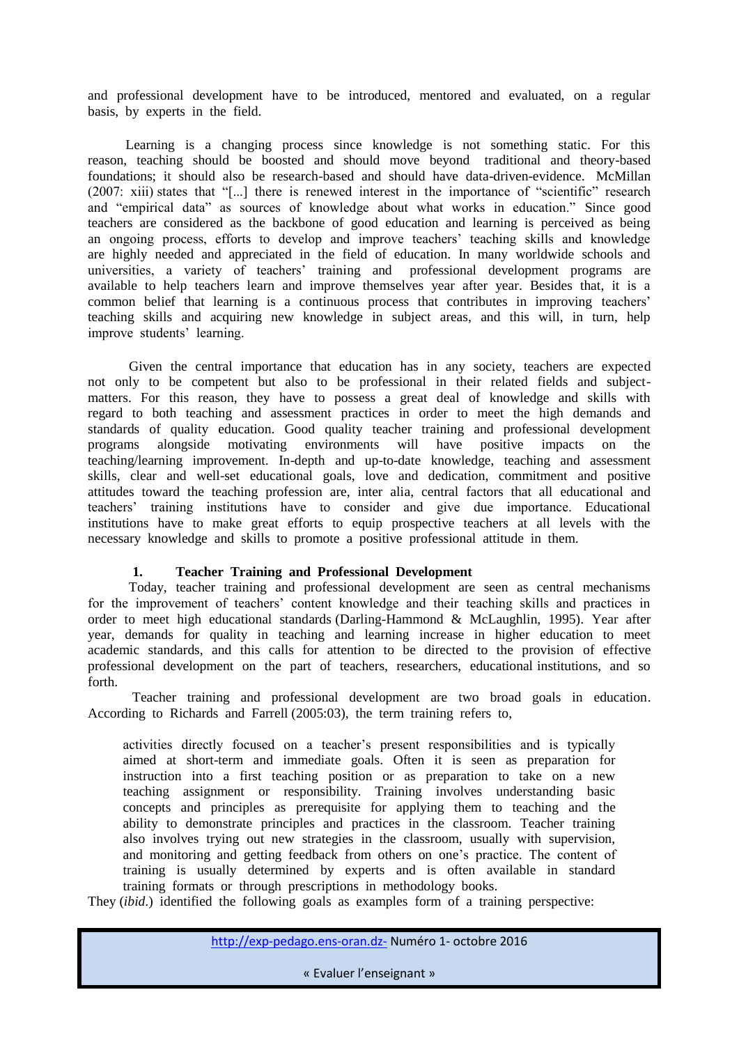and professional development have to be introduced, mentored and evaluated, on a regular basis, by experts in the field.

Learning is a changing process since knowledge is not something static. For this reason, teaching should be boosted and should move beyond traditional and theory-based foundations; it should also be research-based and should have data-driven-evidence. McMillan (2007: xiii) states that "[...] there is renewed interest in the importance of "scientific" research and "empirical data" as sources of knowledge about what works in education." Since good teachers are considered as the backbone of good education and learning is perceived as being an ongoing process, efforts to develop and improve teachers' teaching skills and knowledge are highly needed and appreciated in the field of education. In many worldwide schools and universities, a variety of teachers' training and professional development programs are available to help teachers learn and improve themselves year after year. Besides that, it is a common belief that learning is a continuous process that contributes in improving teachers' teaching skills and acquiring new knowledge in subject areas, and this will, in turn, help improve students' learning.

Given the central importance that education has in any society, teachers are expected not only to be competent but also to be professional in their related fields and subject-matters. For this reason, they have to possess a great deal of knowledge and skills with regard to both teaching and assessment practices in order to meet the high demands and standards of quality education. Good quality teacher training and professional development programs alongside motivating environments will have positive impacts on the teaching/learning improvement. In-depth and up-to-date knowledge, teaching and assessment skills, clear and well-set educational goals, love and dedication, commitment and positive attitudes toward the teaching profession are, inter alia, central factors that all educational and teachers' training institutions have to consider and give due importance. Educational institutions have to make great efforts to equip prospective teachers at all levels with the necessary knowledge and skills to promote a positive professional attitude in them.

## 1. Teacher Training and Professional Development

Today, teacher training and professional development are seen as central mechanisms for the improvement of teachers' content knowledge and their teaching skills and practices in order to meet high educational standards (Darling-Hammond & McLaughlin, 1995). Year after year, demands for quality in teaching and learning increase in higher education to meet academic standards, and this calls for attention to be directed to the provision of effective professional development on the part of teachers, researchers, educational institutions, and so forth.

Teacher training and professional development are two broad goals in education. According to Richards and Farrell (2005:03), the term training refers to,

> activities directly focused on a teacher's present responsibilities and is typically aimed at short-term and immediate goals. Often it is seen as preparation for instruction into a first teaching position or as preparation to take on a new teaching assignment or responsibility. Training involves understanding basic concepts and principles as prerequisite for applying them to teaching and the ability to demonstrate principles and practices in the classroom. Teacher training also involves trying out new strategies in the classroom, usually with supervision, and monitoring and getting feedback from others on one's practice. The content of training is usually determined by experts and is often available in standard training formats or through prescriptions in methodology books.

They (*ibid.*) identified the following goals as examples form of a training perspective: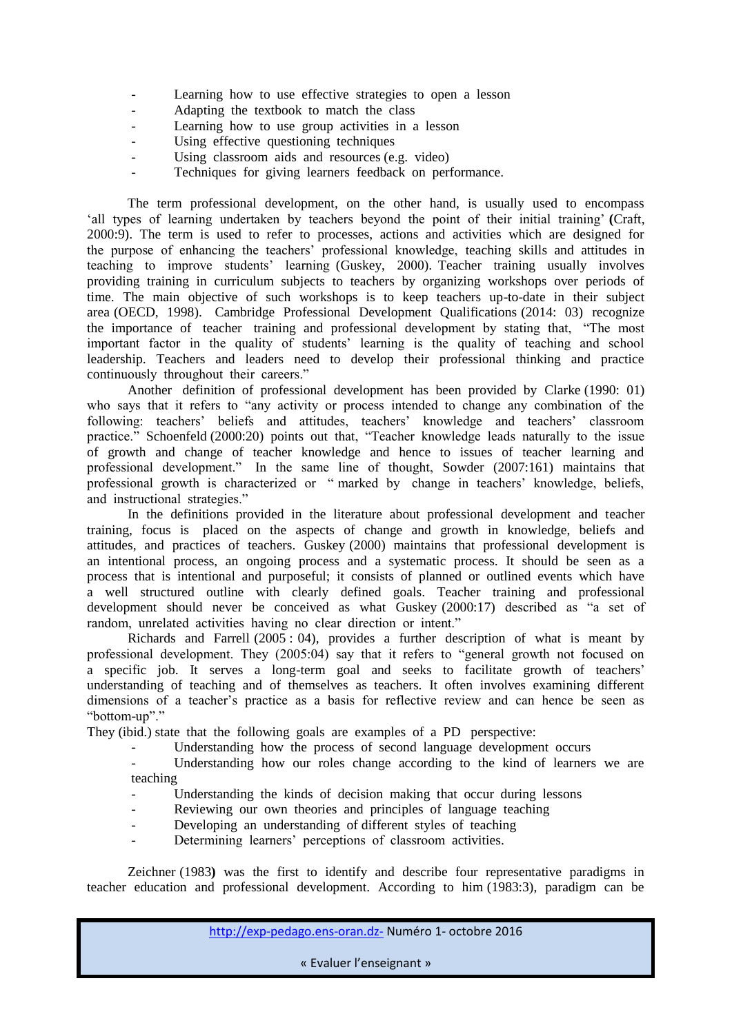- Learning how to use effective strategies to open a lesson
- Adapting the textbook to match the class
- Learning how to use group activities in a lesson
- Using effective questioning techniques
- Using classroom aids and resources (e.g. video)
- Techniques for giving learners feedback on performance.

The term professional development, on the other hand, is usually used to encompass 'all types of learning undertaken by teachers beyond the point of their initial training' **(**Craft, 2000:9). The term is used to refer to processes, actions and activities which are designed for the purpose of enhancing the teachers' professional knowledge, teaching skills and attitudes in teaching to improve students' learning (Guskey, 2000). Teacher training usually involves providing training in curriculum subjects to teachers by organizing workshops over periods of time. The main objective of such workshops is to keep teachers up-to-date in their subject area (OECD, 1998). Cambridge Professional Development Qualifications (2014: 03) recognize the importance of teacher training and professional development by stating that, "The most important factor in the quality of students' learning is the quality of teaching and school leadership. Teachers and leaders need to develop their professional thinking and practice continuously throughout their careers."

Another definition of professional development has been provided by Clarke (1990: 01) who says that it refers to "any activity or process intended to change any combination of the following: teachers' beliefs and attitudes, teachers' knowledge and teachers' classroom practice." Schoenfeld (2000:20) points out that, "Teacher knowledge leads naturally to the issue of growth and change of teacher knowledge and hence to issues of teacher learning and professional development." In the same line of thought, Sowder (2007:161) maintains that professional growth is characterized or " marked by change in teachers' knowledge, beliefs, and instructional strategies."

In the definitions provided in the literature about professional development and teacher training, focus is placed on the aspects of change and growth in knowledge, beliefs and attitudes, and practices of teachers. Guskey (2000) maintains that professional development is an intentional process, an ongoing process and a systematic process. It should be seen as a process that is intentional and purposeful; it consists of planned or outlined events which have a well structured outline with clearly defined goals. Teacher training and professional development should never be conceived as what Guskey (2000:17) described as "a set of random, unrelated activities having no clear direction or intent."

Richards and Farrell (2005 : 04), provides a further description of what is meant by professional development. They (2005:04) say that it refers to "general growth not focused on a specific job. It serves a long-term goal and seeks to facilitate growth of teachers' understanding of teaching and of themselves as teachers. It often involves examining different dimensions of a teacher's practice as a basis for reflective review and can hence be seen as "bottom-up"."

They (ibid.) state that the following goals are examples of a PD perspective:

- Understanding how the process of second language development occurs
- Understanding how our roles change according to the kind of learners we are teaching
- Understanding the kinds of decision making that occur during lessons
- Reviewing our own theories and principles of language teaching
- Developing an understanding of different styles of teaching
- Determining learners' perceptions of classroom activities.

Zeichner (1983**)** was the first to identify and describe four representative paradigms in teacher education and professional development. According to him (1983:3), paradigm can be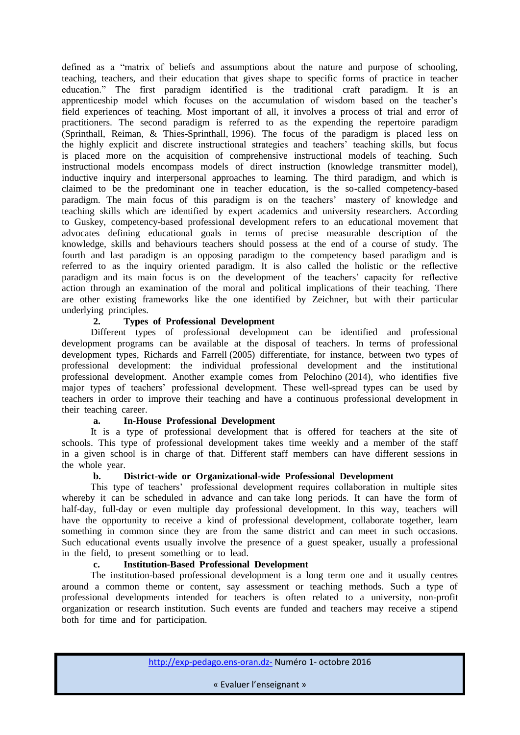defined as a "matrix of beliefs and assumptions about the nature and purpose of schooling, teaching, teachers, and their education that gives shape to specific forms of practice in teacher education." The first paradigm identified is the traditional craft paradigm. It is an apprenticeship model which focuses on the accumulation of wisdom based on the teacher's field experiences of teaching. Most important of all, it involves a process of trial and error of practitioners. The second paradigm is referred to as the expending the repertoire paradigm (Sprinthall, Reiman, & Thies-Sprinthall, 1996). The focus of the paradigm is placed less on the highly explicit and discrete instructional strategies and teachers' teaching skills, but focus is placed more on the acquisition of comprehensive instructional models of teaching. Such instructional models encompass models of direct instruction (knowledge transmitter model), inductive inquiry and interpersonal approaches to learning. The third paradigm, and which is claimed to be the predominant one in teacher education, is the so-called competency-based paradigm. The main focus of this paradigm is on the teachers' mastery of knowledge and teaching skills which are identified by expert academics and university researchers. According to Guskey, competency-based professional development refers to an educational movement that advocates defining educational goals in terms of precise measurable description of the knowledge, skills and behaviours teachers should possess at the end of a course of study. The fourth and last paradigm is an opposing paradigm to the competency based paradigm and is referred to as the inquiry oriented paradigm. It is also called the holistic or the reflective paradigm and its main focus is on the development of the teachers' capacity for reflective action through an examination of the moral and political implications of their teaching. There are other existing frameworks like the one identified by Zeichner, but with their particular underlying principles.

## 2. Types of Professional Development

Different types of professional development can be identified and professional development programs can be available at the disposal of teachers. In terms of professional development types, Richards and Farrell (2005) differentiate, for instance, between two types of professional development: the individual professional development and the institutional professional development. Another example comes from Pelochino (2014), who identifies five major types of teachers' professional development. These well-spread types can be used by teachers in order to improve their teaching and have a continuous professional development in their teaching career.

### a. In-House Professional Development

It is a type of professional development that is offered for teachers at the site of schools. This type of professional development takes time weekly and a member of the staff in a given school is in charge of that. Different staff members can have different sessions in the whole year.

### b. District-wide or Organizational-wide Professional Development

This type of teachers' professional development requires collaboration in multiple sites whereby it can be scheduled in advance and can take long periods. It can have the form of half-day, full-day or even multiple day professional development. In this way, teachers will have the opportunity to receive a kind of professional development, collaborate together, learn something in common since they are from the same district and can meet in such occasions. Such educational events usually involve the presence of a guest speaker, usually a professional in the field, to present something or to lead.

### c. Institution-Based Professional Development

The institution-based professional development is a long term one and it usually centres around a common theme or content, say assessment or teaching methods. Such a type of professional developments intended for teachers is often related to a university, non-profit organization or research institution. Such events are funded and teachers may receive a stipend both for time and for participation.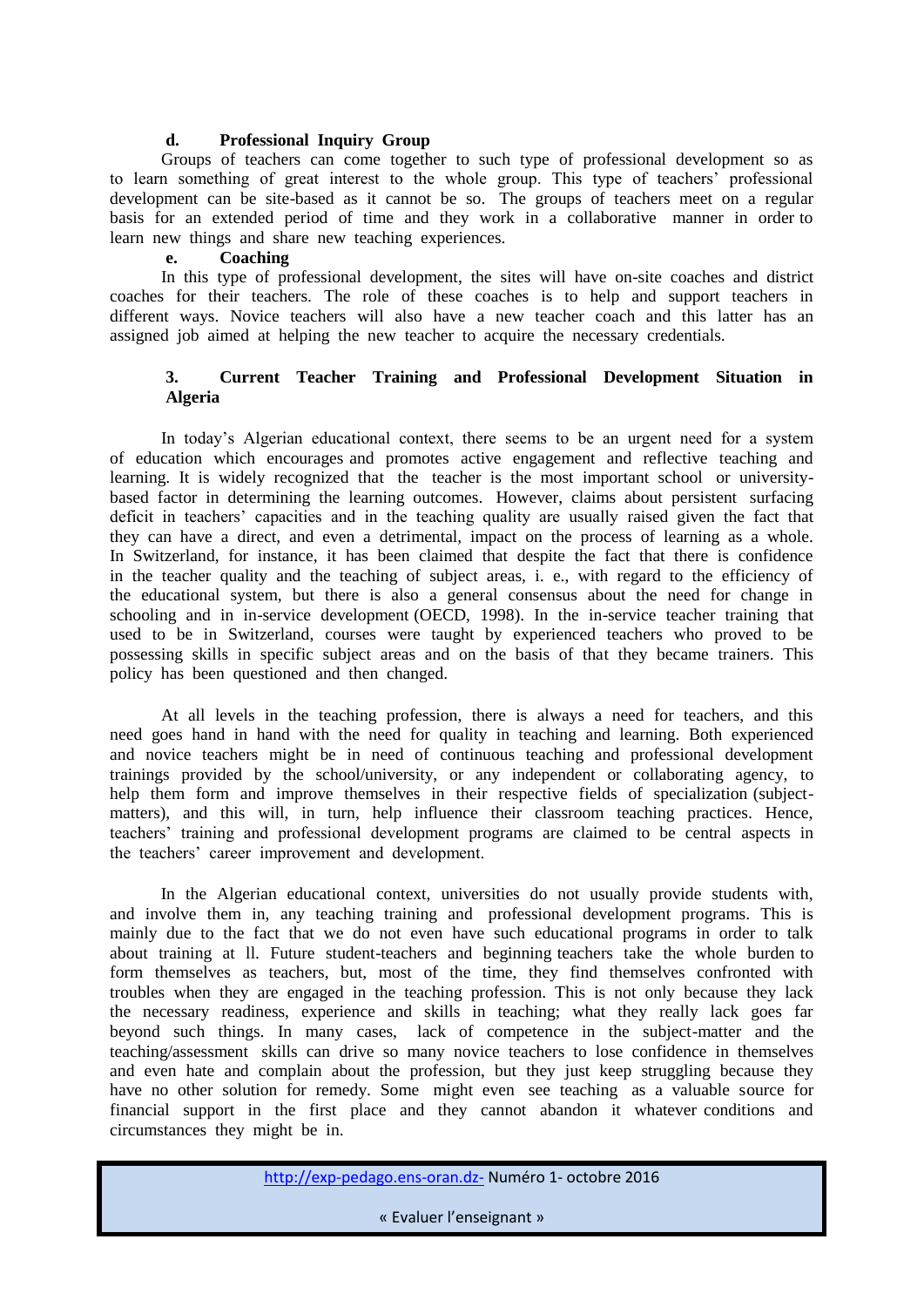#### d. Professional Inquiry Group

Groups of teachers can come together to such type of professional development so as to learn something of great interest to the whole group. This type of teachers' professional development can be site-based as it cannot be so. The groups of teachers meet on a regular basis for an extended period of time and they work in a collaborative manner in order to learn new things and share new teaching experiences.

#### e. Coaching

In this type of professional development, the sites will have on-site coaches and district coaches for their teachers. The role of these coaches is to help and support teachers in different ways. Novice teachers will also have a new teacher coach and this latter has an assigned job aimed at helping the new teacher to acquire the necessary credentials.

### 3. Current Teacher Training and Professional Development Situation in Algeria

In today's Algerian educational context, there seems to be an urgent need for a system of education which encourages and promotes active engagement and reflective teaching and learning. It is widely recognized that the teacher is the most important school or university-based factor in determining the learning outcomes. However, claims about persistent surfacing deficit in teachers' capacities and in the teaching quality are usually raised given the fact that they can have a direct, and even a detrimental, impact on the process of learning as a whole. In Switzerland, for instance, it has been claimed that despite the fact that there is confidence in the teacher quality and the teaching of subject areas, i. e., with regard to the efficiency of the educational system, but there is also a general consensus about the need for change in schooling and in in-service development (OECD, 1998). In the in-service teacher training that used to be in Switzerland, courses were taught by experienced teachers who proved to be possessing skills in specific subject areas and on the basis of that they became trainers. This policy has been questioned and then changed.

At all levels in the teaching profession, there is always a need for teachers, and this need goes hand in hand with the need for quality in teaching and learning. Both experienced and novice teachers might be in need of continuous teaching and professional development trainings provided by the school/university, or any independent or collaborating agency, to help them form and improve themselves in their respective fields of specialization (subject-matters), and this will, in turn, help influence their classroom teaching practices. Hence, teachers' training and professional development programs are claimed to be central aspects in the teachers' career improvement and development.

In the Algerian educational context, universities do not usually provide students with, and involve them in, any teaching training and professional development programs. This is mainly due to the fact that we do not even have such educational programs in order to talk about training at ll. Future student-teachers and beginning teachers take the whole burden to form themselves as teachers, but, most of the time, they find themselves confronted with troubles when they are engaged in the teaching profession. This is not only because they lack the necessary readiness, experience and skills in teaching; what they really lack goes far beyond such things. In many cases, lack of competence in the subject-matter and the teaching/assessment skills can drive so many novice teachers to lose confidence in themselves and even hate and complain about the profession, but they just keep struggling because they have no other solution for remedy. Some might even see teaching as a valuable source for financial support in the first place and they cannot abandon it whatever conditions and circumstances they might be in.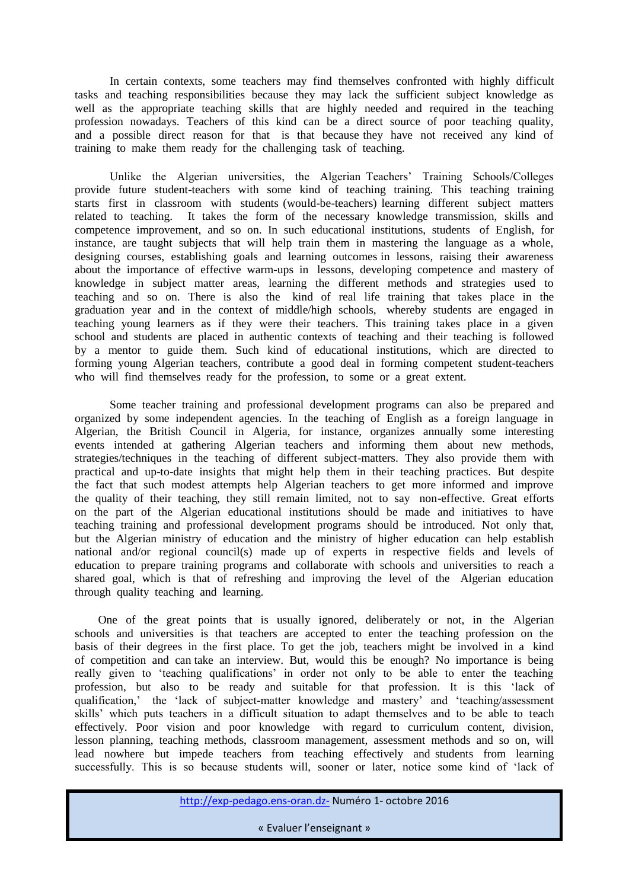In certain contexts, some teachers may find themselves confronted with highly difficult tasks and teaching responsibilities because they may lack the sufficient subject knowledge as well as the appropriate teaching skills that are highly needed and required in the teaching profession nowadays. Teachers of this kind can be a direct source of poor teaching quality, and a possible direct reason for that is that because they have not received any kind of training to make them ready for the challenging task of teaching.

Unlike the Algerian universities, the Algerian Teachers' Training Schools/Colleges provide future student-teachers with some kind of teaching training. This teaching training starts first in classroom with students (would-be-teachers) learning different subject matters related to teaching. It takes the form of the necessary knowledge transmission, skills and competence improvement, and so on. In such educational institutions, students of English, for instance, are taught subjects that will help train them in mastering the language as a whole, designing courses, establishing goals and learning outcomes in lessons, raising their awareness about the importance of effective warm-ups in lessons, developing competence and mastery of knowledge in subject matter areas, learning the different methods and strategies used to teaching and so on. There is also the kind of real life training that takes place in the graduation year and in the context of middle/high schools, whereby students are engaged in teaching young learners as if they were their teachers. This training takes place in a given school and students are placed in authentic contexts of teaching and their teaching is followed by a mentor to guide them. Such kind of educational institutions, which are directed to forming young Algerian teachers, contribute a good deal in forming competent student-teachers who will find themselves ready for the profession, to some or a great extent.

Some teacher training and professional development programs can also be prepared and organized by some independent agencies. In the teaching of English as a foreign language in Algerian, the British Council in Algeria, for instance, organizes annually some interesting events intended at gathering Algerian teachers and informing them about new methods, strategies/techniques in the teaching of different subject-matters. They also provide them with practical and up-to-date insights that might help them in their teaching practices. But despite the fact that such modest attempts help Algerian teachers to get more informed and improve the quality of their teaching, they still remain limited, not to say non-effective. Great efforts on the part of the Algerian educational institutions should be made and initiatives to have teaching training and professional development programs should be introduced. Not only that, but the Algerian ministry of education and the ministry of higher education can help establish national and/or regional council(s) made up of experts in respective fields and levels of education to prepare training programs and collaborate with schools and universities to reach a shared goal, which is that of refreshing and improving the level of the Algerian education through quality teaching and learning.

One of the great points that is usually ignored, deliberately or not, in the Algerian schools and universities is that teachers are accepted to enter the teaching profession on the basis of their degrees in the first place. To get the job, teachers might be involved in a kind of competition and can take an interview. But, would this be enough? No importance is being really given to 'teaching qualifications' in order not only to be able to enter the teaching profession, but also to be ready and suitable for that profession. It is this 'lack of qualification,' the 'lack of subject-matter knowledge and mastery' and 'teaching/assessment skills' which puts teachers in a difficult situation to adapt themselves and to be able to teach effectively. Poor vision and poor knowledge with regard to curriculum content, division, lesson planning, teaching methods, classroom management, assessment methods and so on, will lead nowhere but impede teachers from teaching effectively and students from learning successfully. This is so because students will, sooner or later, notice some kind of 'lack of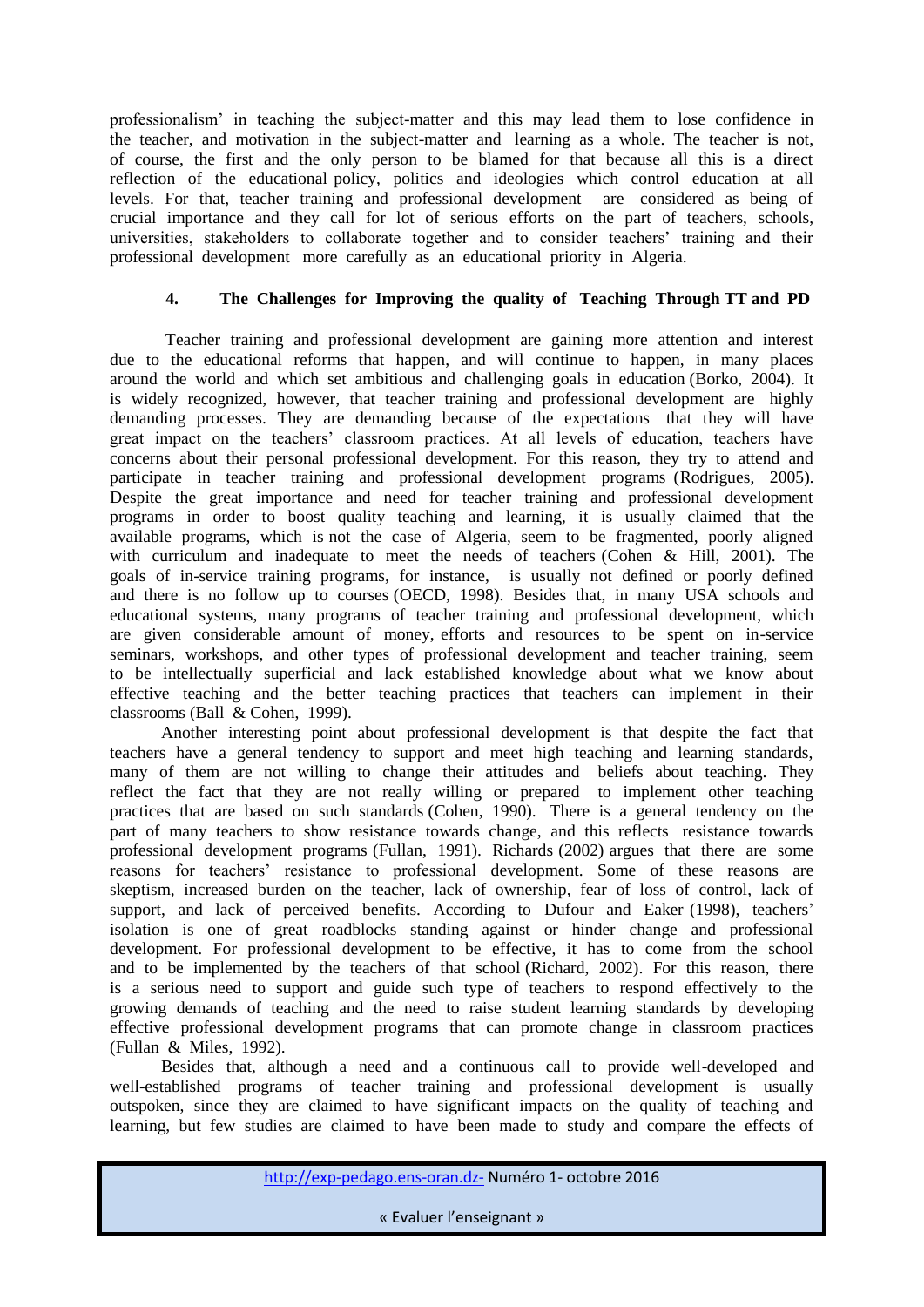professionalism' in teaching the subject-matter and this may lead them to lose confidence in the teacher, and motivation in the subject-matter and learning as a whole. The teacher is not, of course, the first and the only person to be blamed for that because all this is a direct reflection of the educational policy, politics and ideologies which control education at all levels. For that, teacher training and professional development are considered as being of crucial importance and they call for lot of serious efforts on the part of teachers, schools, universities, stakeholders to collaborate together and to consider teachers' training and their professional development more carefully as an educational priority in Algeria.

## 4. The Challenges for Improving the quality of Teaching Through TT and PD

Teacher training and professional development are gaining more attention and interest due to the educational reforms that happen, and will continue to happen, in many places around the world and which set ambitious and challenging goals in education (Borko, 2004). It is widely recognized, however, that teacher training and professional development are highly demanding processes. They are demanding because of the expectations that they will have great impact on the teachers' classroom practices. At all levels of education, teachers have concerns about their personal professional development. For this reason, they try to attend and participate in teacher training and professional development programs (Rodrigues, 2005). Despite the great importance and need for teacher training and professional development programs in order to boost quality teaching and learning, it is usually claimed that the available programs, which is not the case of Algeria, seem to be fragmented, poorly aligned with curriculum and inadequate to meet the needs of teachers (Cohen & Hill, 2001). The goals of in-service training programs, for instance, is usually not defined or poorly defined and there is no follow up to courses (OECD, 1998). Besides that, in many USA schools and educational systems, many programs of teacher training and professional development, which are given considerable amount of money, efforts and resources to be spent on in-service seminars, workshops, and other types of professional development and teacher training, seem to be intellectually superficial and lack established knowledge about what we know about effective teaching and the better teaching practices that teachers can implement in their classrooms (Ball & Cohen, 1999).

Another interesting point about professional development is that despite the fact that teachers have a general tendency to support and meet high teaching and learning standards, many of them are not willing to change their attitudes and beliefs about teaching. They reflect the fact that they are not really willing or prepared to implement other teaching practices that are based on such standards (Cohen, 1990). There is a general tendency on the part of many teachers to show resistance towards change, and this reflects resistance towards professional development programs (Fullan, 1991). Richards (2002) argues that there are some reasons for teachers' resistance to professional development. Some of these reasons are skeptism, increased burden on the teacher, lack of ownership, fear of loss of control, lack of support, and lack of perceived benefits. According to Dufour and Eaker (1998), teachers' isolation is one of great roadblocks standing against or hinder change and professional development. For professional development to be effective, it has to come from the school and to be implemented by the teachers of that school (Richard, 2002). For this reason, there is a serious need to support and guide such type of teachers to respond effectively to the growing demands of teaching and the need to raise student learning standards by developing effective professional development programs that can promote change in classroom practices (Fullan & Miles, 1992).

Besides that, although a need and a continuous call to provide well-developed and well-established programs of teacher training and professional development is usually outspoken, since they are claimed to have significant impacts on the quality of teaching and learning, but few studies are claimed to have been made to study and compare the effects of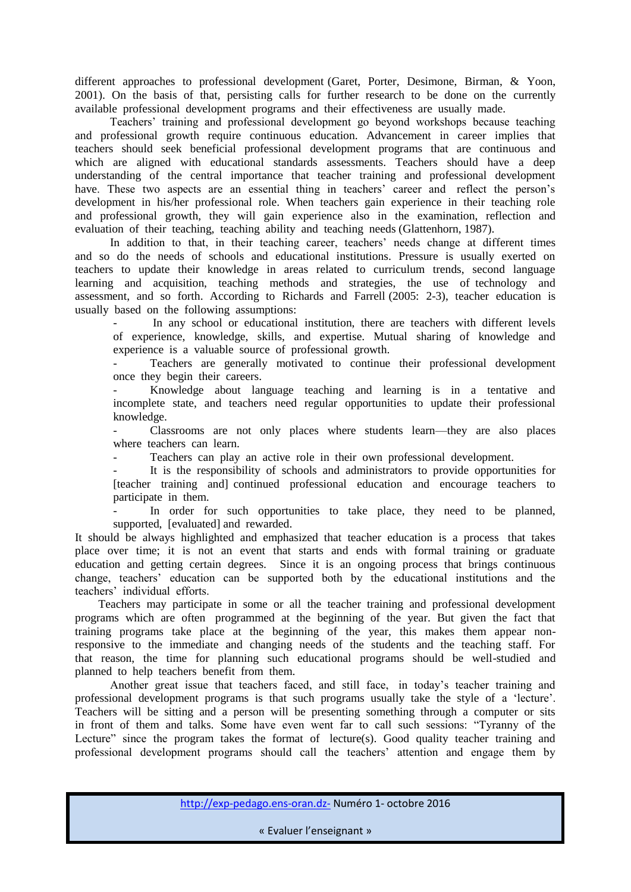different approaches to professional development (Garet, Porter, Desimone, Birman, & Yoon, 2001). On the basis of that, persisting calls for further research to be done on the currently available professional development programs and their effectiveness are usually made.

Teachers' training and professional development go beyond workshops because teaching and professional growth require continuous education. Advancement in career implies that teachers should seek beneficial professional development programs that are continuous and which are aligned with educational standards assessments. Teachers should have a deep understanding of the central importance that teacher training and professional development have. These two aspects are an essential thing in teachers' career and reflect the person's development in his/her professional role. When teachers gain experience in their teaching role and professional growth, they will gain experience also in the examination, reflection and evaluation of their teaching, teaching ability and teaching needs (Glattenhorn, 1987).

In addition to that, in their teaching career, teachers' needs change at different times and so do the needs of schools and educational institutions. Pressure is usually exerted on teachers to update their knowledge in areas related to curriculum trends, second language learning and acquisition, teaching methods and strategies, the use of technology and assessment, and so forth. According to Richards and Farrell (2005: 2-3), teacher education is usually based on the following assumptions:

- In any school or educational institution, there are teachers with different levels of experience, knowledge, skills, and expertise. Mutual sharing of knowledge and experience is a valuable source of professional growth.
- Teachers are generally motivated to continue their professional development once they begin their careers.
- Knowledge about language teaching and learning is in a tentative and incomplete state, and teachers need regular opportunities to update their professional knowledge.
- Classrooms are not only places where students learn—they are also places where teachers can learn.
- Teachers can play an active role in their own professional development.
- It is the responsibility of schools and administrators to provide opportunities for [teacher training and] continued professional education and encourage teachers to participate in them.
- In order for such opportunities to take place, they need to be planned, supported, [evaluated] and rewarded.

It should be always highlighted and emphasized that teacher education is a process that takes place over time; it is not an event that starts and ends with formal training or graduate education and getting certain degrees. Since it is an ongoing process that brings continuous change, teachers' education can be supported both by the educational institutions and the teachers' individual efforts.

Teachers may participate in some or all the teacher training and professional development programs which are often programmed at the beginning of the year. But given the fact that training programs take place at the beginning of the year, this makes them appear non-responsive to the immediate and changing needs of the students and the teaching staff. For that reason, the time for planning such educational programs should be well-studied and planned to help teachers benefit from them.

Another great issue that teachers faced, and still face, in today's teacher training and professional development programs is that such programs usually take the style of a 'lecture'. Teachers will be sitting and a person will be presenting something through a computer or sits in front of them and talks. Some have even went far to call such sessions: "Tyranny of the Lecture" since the program takes the format of lecture(s). Good quality teacher training and professional development programs should call the teachers' attention and engage them by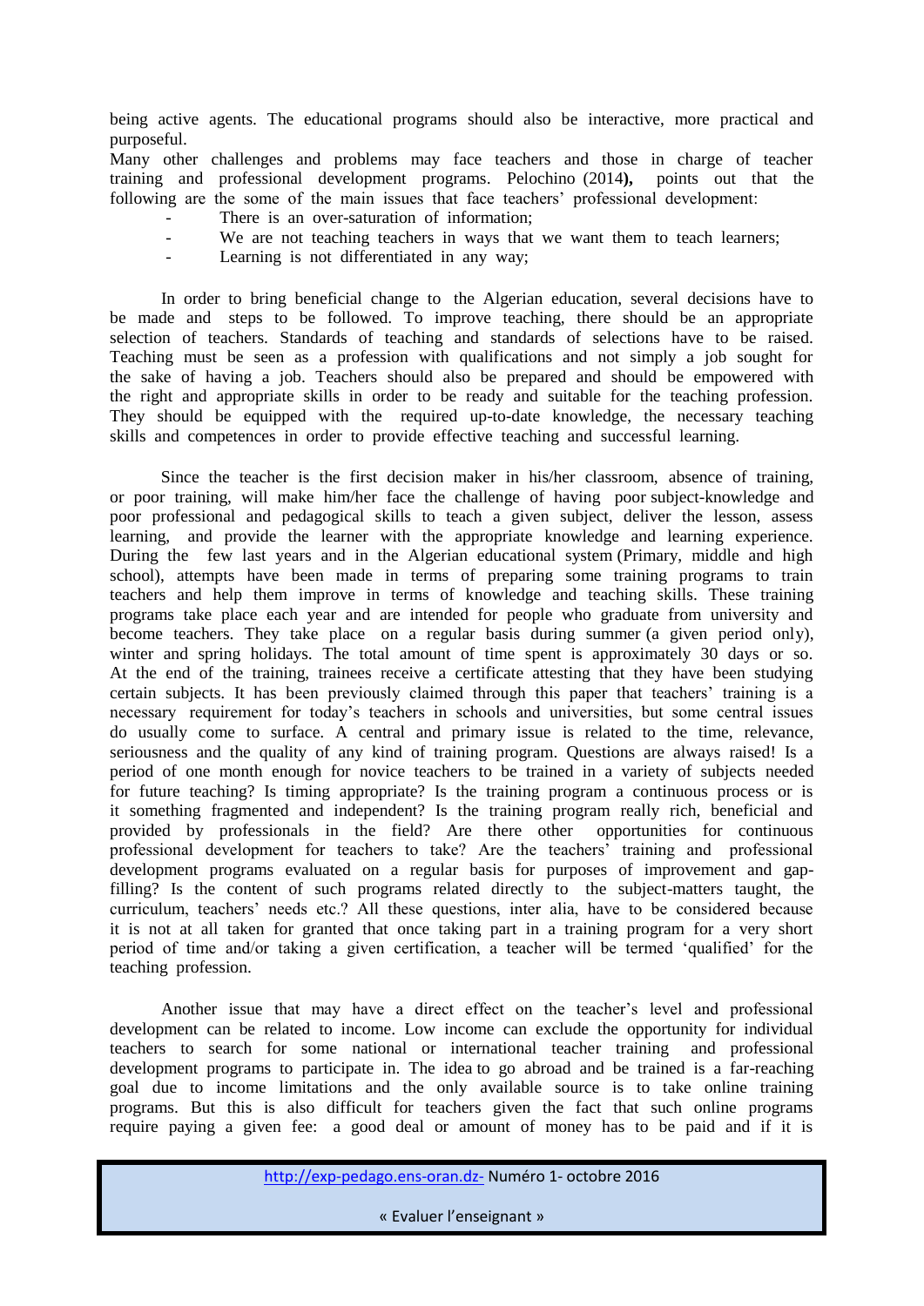being active agents. The educational programs should also be interactive, more practical and purposeful.

Many other challenges and problems may face teachers and those in charge of teacher training and professional development programs. Pelochino (2014**),** points out that the following are the some of the main issues that face teachers' professional development:

- There is an over-saturation of information;
- We are not teaching teachers in ways that we want them to teach learners;
- Learning is not differentiated in any way;

In order to bring beneficial change to the Algerian education, several decisions have to be made and steps to be followed. To improve teaching, there should be an appropriate selection of teachers. Standards of teaching and standards of selections have to be raised. Teaching must be seen as a profession with qualifications and not simply a job sought for the sake of having a job. Teachers should also be prepared and should be empowered with the right and appropriate skills in order to be ready and suitable for the teaching profession. They should be equipped with the required up-to-date knowledge, the necessary teaching skills and competences in order to provide effective teaching and successful learning.

Since the teacher is the first decision maker in his/her classroom, absence of training, or poor training, will make him/her face the challenge of having poor subject-knowledge and poor professional and pedagogical skills to teach a given subject, deliver the lesson, assess learning, and provide the learner with the appropriate knowledge and learning experience. During the few last years and in the Algerian educational system (Primary, middle and high school), attempts have been made in terms of preparing some training programs to train teachers and help them improve in terms of knowledge and teaching skills. These training programs take place each year and are intended for people who graduate from university and become teachers. They take place on a regular basis during summer (a given period only), winter and spring holidays. The total amount of time spent is approximately 30 days or so. At the end of the training, trainees receive a certificate attesting that they have been studying certain subjects. It has been previously claimed through this paper that teachers' training is a necessary requirement for today's teachers in schools and universities, but some central issues do usually come to surface. A central and primary issue is related to the time, relevance, seriousness and the quality of any kind of training program. Questions are always raised! Is a period of one month enough for novice teachers to be trained in a variety of subjects needed for future teaching? Is timing appropriate? Is the training program a continuous process or is it something fragmented and independent? Is the training program really rich, beneficial and provided by professionals in the field? Are there other opportunities for continuous professional development for teachers to take? Are the teachers' training and professional development programs evaluated on a regular basis for purposes of improvement and gap-filling? Is the content of such programs related directly to the subject-matters taught, the curriculum, teachers' needs etc.? All these questions, inter alia, have to be considered because it is not at all taken for granted that once taking part in a training program for a very short period of time and/or taking a given certification, a teacher will be termed 'qualified' for the teaching profession.

Another issue that may have a direct effect on the teacher's level and professional development can be related to income. Low income can exclude the opportunity for individual teachers to search for some national or international teacher training and professional development programs to participate in. The idea to go abroad and be trained is a far-reaching goal due to income limitations and the only available source is to take online training programs. But this is also difficult for teachers given the fact that such online programs require paying a given fee: a good deal or amount of money has to be paid and if it is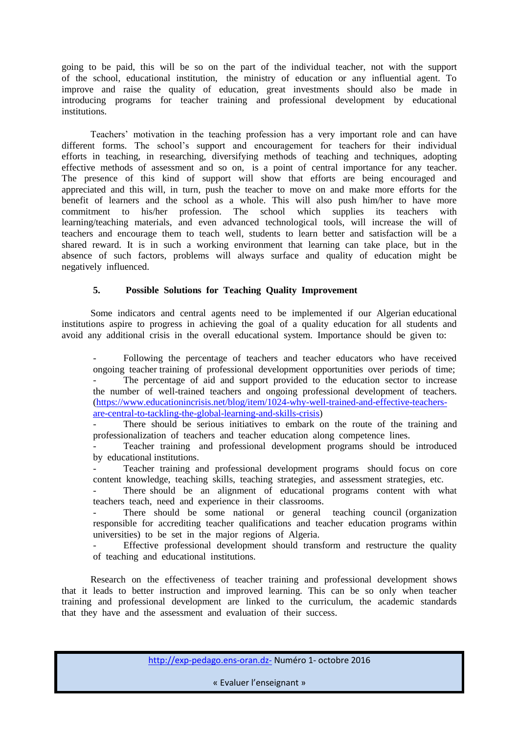going to be paid, this will be so on the part of the individual teacher, not with the support of the school, educational institution, the ministry of education or any influential agent. To improve and raise the quality of education, great investments should also be made in introducing programs for teacher training and professional development by educational institutions.

Teachers' motivation in the teaching profession has a very important role and can have different forms. The school's support and encouragement for teachers for their individual efforts in teaching, in researching, diversifying methods of teaching and techniques, adopting effective methods of assessment and so on, is a point of central importance for any teacher. The presence of this kind of support will show that efforts are being encouraged and appreciated and this will, in turn, push the teacher to move on and make more efforts for the benefit of learners and the school as a whole. This will also push him/her to have more commitment to his/her profession. The school which supplies its teachers with learning/teaching materials, and even advanced technological tools, will increase the will of teachers and encourage them to teach well, students to learn better and satisfaction will be a shared reward. It is in such a working environment that learning can take place, but in the absence of such factors, problems will always surface and quality of education might be negatively influenced.

### 5. Possible Solutions for Teaching Quality Improvement

Some indicators and central agents need to be implemented if our Algerian educational institutions aspire to progress in achieving the goal of a quality education for all students and avoid any additional crisis in the overall educational system. Importance should be given to:

- Following the percentage of teachers and teacher educators who have received ongoing teacher training of professional development opportunities over periods of time;
- The percentage of aid and support provided to the education sector to increase the number of well-trained teachers and ongoing professional development of teachers. (https://www.educationincrisis.net/blog/item/1024-why-well-trained-and-effective-teachers-are-central-to-tackling-the-global-learning-and-skills-crisis)
- There should be serious initiatives to embark on the route of the training and professionalization of teachers and teacher education along competence lines.
- Teacher training and professional development programs should be introduced by educational institutions.
- Teacher training and professional development programs should focus on core content knowledge, teaching skills, teaching strategies, and assessment strategies, etc.
- There should be an alignment of educational programs content with what teachers teach, need and experience in their classrooms.
- There should be some national or general teaching council (organization responsible for accrediting teacher qualifications and teacher education programs within universities) to be set in the major regions of Algeria.
- Effective professional development should transform and restructure the quality of teaching and educational institutions.

Research on the effectiveness of teacher training and professional development shows that it leads to better instruction and improved learning. This can be so only when teacher training and professional development are linked to the curriculum, the academic standards that they have and the assessment and evaluation of their success.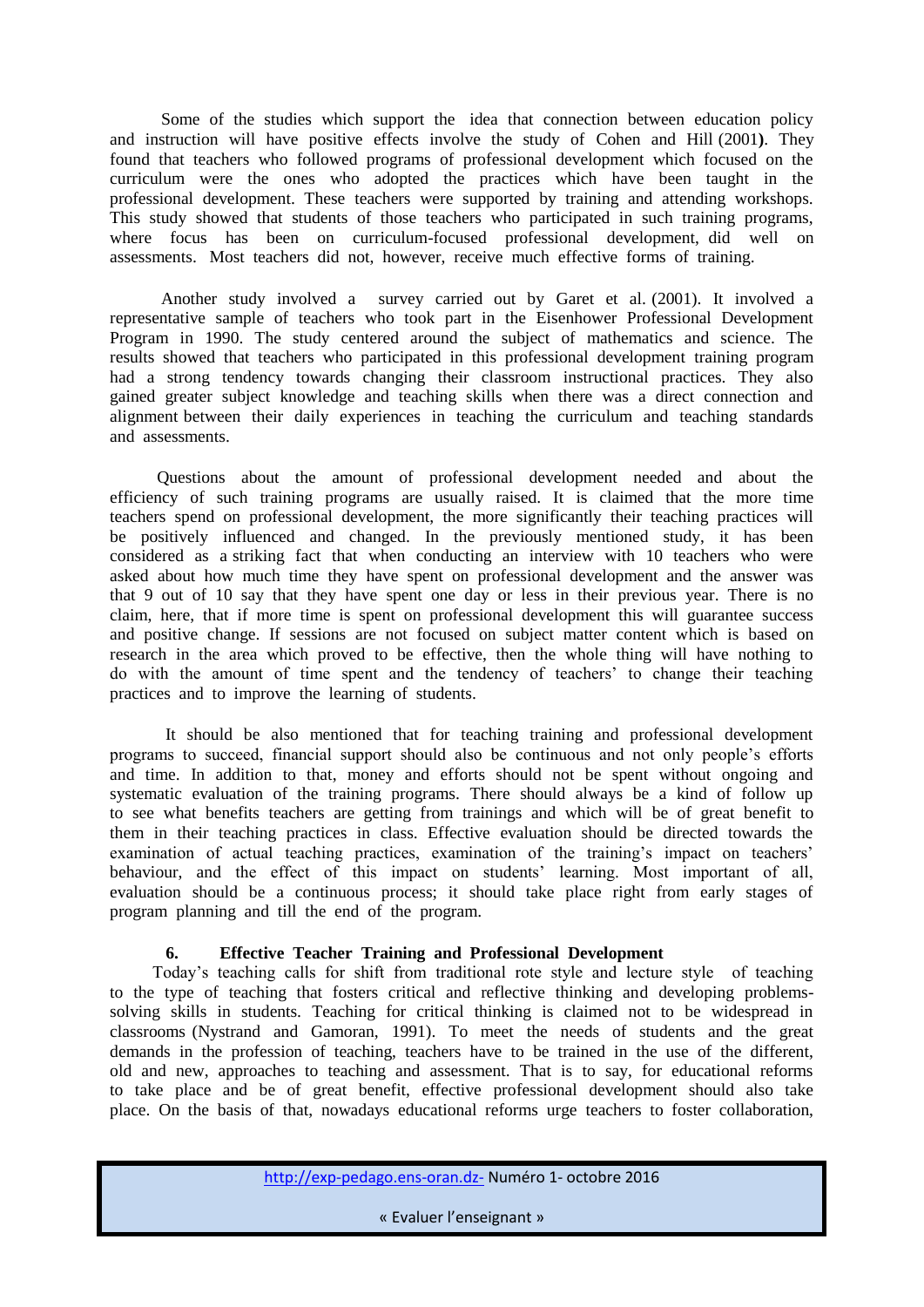Some of the studies which support the idea that connection between education policy and instruction will have positive effects involve the study of Cohen and Hill (2001**)**. They found that teachers who followed programs of professional development which focused on the curriculum were the ones who adopted the practices which have been taught in the professional development. These teachers were supported by training and attending workshops. This study showed that students of those teachers who participated in such training programs, where focus has been on curriculum-focused professional development, did well on assessments. Most teachers did not, however, receive much effective forms of training.

Another study involved a survey carried out by Garet et al. (2001). It involved a representative sample of teachers who took part in the Eisenhower Professional Development Program in 1990. The study centered around the subject of mathematics and science. The results showed that teachers who participated in this professional development training program had a strong tendency towards changing their classroom instructional practices. They also gained greater subject knowledge and teaching skills when there was a direct connection and alignment between their daily experiences in teaching the curriculum and teaching standards and assessments.

Questions about the amount of professional development needed and about the efficiency of such training programs are usually raised. It is claimed that the more time teachers spend on professional development, the more significantly their teaching practices will be positively influenced and changed. In the previously mentioned study, it has been considered as a striking fact that when conducting an interview with 10 teachers who were asked about how much time they have spent on professional development and the answer was that 9 out of 10 say that they have spent one day or less in their previous year. There is no claim, here, that if more time is spent on professional development this will guarantee success and positive change. If sessions are not focused on subject matter content which is based on research in the area which proved to be effective, then the whole thing will have nothing to do with the amount of time spent and the tendency of teachers' to change their teaching practices and to improve the learning of students.

It should be also mentioned that for teaching training and professional development programs to succeed, financial support should also be continuous and not only people's efforts and time. In addition to that, money and efforts should not be spent without ongoing and systematic evaluation of the training programs. There should always be a kind of follow up to see what benefits teachers are getting from trainings and which will be of great benefit to them in their teaching practices in class. Effective evaluation should be directed towards the examination of actual teaching practices, examination of the training's impact on teachers' behaviour, and the effect of this impact on students' learning. Most important of all, evaluation should be a continuous process; it should take place right from early stages of program planning and till the end of the program.

## 6. Effective Teacher Training and Professional Development

Today's teaching calls for shift from traditional rote style and lecture style of teaching to the type of teaching that fosters critical and reflective thinking and developing problems-solving skills in students. Teaching for critical thinking is claimed not to be widespread in classrooms (Nystrand and Gamoran, 1991). To meet the needs of students and the great demands in the profession of teaching, teachers have to be trained in the use of the different, old and new, approaches to teaching and assessment. That is to say, for educational reforms to take place and be of great benefit, effective professional development should also take place. On the basis of that, nowadays educational reforms urge teachers to foster collaboration,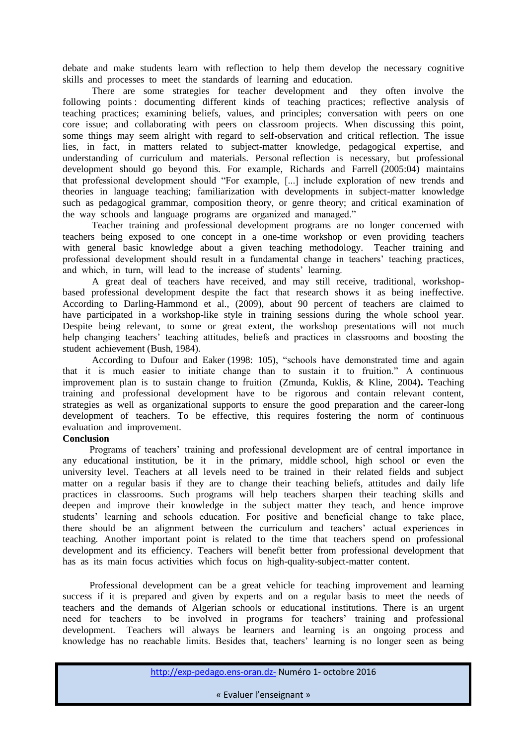debate and make students learn with reflection to help them develop the necessary cognitive skills and processes to meet the standards of learning and education.

There are some strategies for teacher development and they often involve the following points : documenting different kinds of teaching practices; reflective analysis of teaching practices; examining beliefs, values, and principles; conversation with peers on one core issue; and collaborating with peers on classroom projects. When discussing this point, some things may seem alright with regard to self-observation and critical reflection. The issue lies, in fact, in matters related to subject-matter knowledge, pedagogical expertise, and understanding of curriculum and materials. Personal reflection is necessary, but professional development should go beyond this. For example, Richards and Farrell (2005:04) maintains that professional development should "For example, [...] include exploration of new trends and theories in language teaching; familiarization with developments in subject-matter knowledge such as pedagogical grammar, composition theory, or genre theory; and critical examination of the way schools and language programs are organized and managed."

Teacher training and professional development programs are no longer concerned with teachers being exposed to one concept in a one-time workshop or even providing teachers with general basic knowledge about a given teaching methodology. Teacher training and professional development should result in a fundamental change in teachers' teaching practices, and which, in turn, will lead to the increase of students' learning.

A great deal of teachers have received, and may still receive, traditional, workshop-based professional development despite the fact that research shows it as being ineffective. According to Darling-Hammond et al., (2009), about 90 percent of teachers are claimed to have participated in a workshop-like style in training sessions during the whole school year. Despite being relevant, to some or great extent, the workshop presentations will not much help changing teachers' teaching attitudes, beliefs and practices in classrooms and boosting the student achievement (Bush, 1984).

According to Dufour and Eaker (1998: 105), "schools have demonstrated time and again that it is much easier to initiate change than to sustain it to fruition." A continuous improvement plan is to sustain change to fruition (Zmunda, Kuklis, & Kline, 2004**).** Teaching training and professional development have to be rigorous and contain relevant content, strategies as well as organizational supports to ensure the good preparation and the career-long development of teachers. To be effective, this requires fostering the norm of continuous evaluation and improvement.

**Conclusion**

Programs of teachers' training and professional development are of central importance in any educational institution, be it in the primary, middle school, high school or even the university level. Teachers at all levels need to be trained in their related fields and subject matter on a regular basis if they are to change their teaching beliefs, attitudes and daily life practices in classrooms. Such programs will help teachers sharpen their teaching skills and deepen and improve their knowledge in the subject matter they teach, and hence improve students' learning and schools education. For positive and beneficial change to take place, there should be an alignment between the curriculum and teachers' actual experiences in teaching. Another important point is related to the time that teachers spend on professional development and its efficiency. Teachers will benefit better from professional development that has as its main focus activities which focus on high-quality-subject-matter content.

Professional development can be a great vehicle for teaching improvement and learning success if it is prepared and given by experts and on a regular basis to meet the needs of teachers and the demands of Algerian schools or educational institutions. There is an urgent need for teachers to be involved in programs for teachers' training and professional development. Teachers will always be learners and learning is an ongoing process and knowledge has no reachable limits. Besides that, teachers' learning is no longer seen as being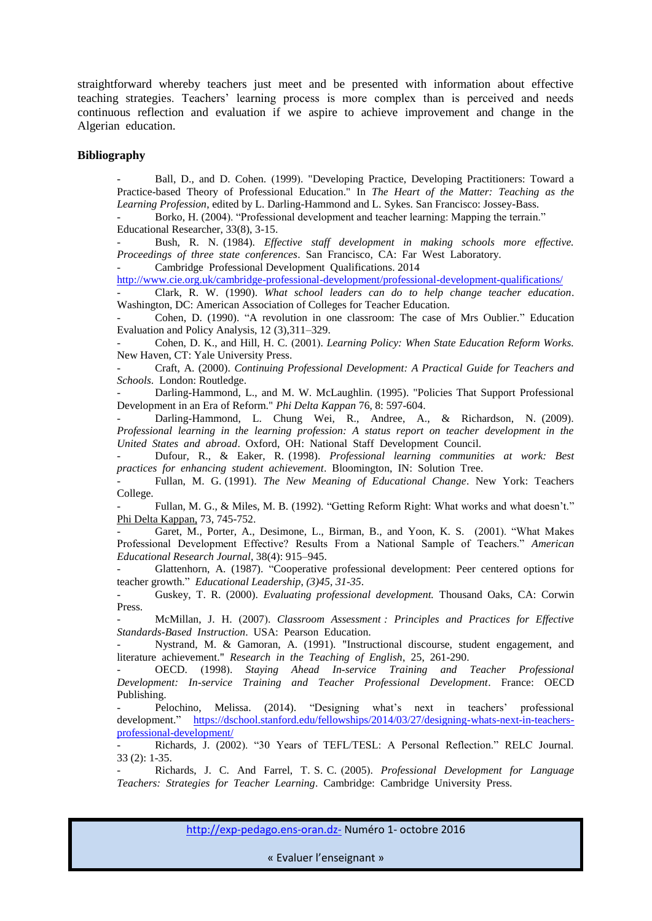straightforward whereby teachers just meet and be presented with information about effective teaching strategies. Teachers' learning process is more complex than is perceived and needs continuous reflection and evaluation if we aspire to achieve improvement and change in the Algerian education.

**Bibliography**

- Ball, D., and D. Cohen. (1999). "Developing Practice, Developing Practitioners: Toward a Practice-based Theory of Professional Education." In *The Heart of the Matter: Teaching as the Learning Profession*, edited by L. Darling-Hammond and L. Sykes. San Francisco: Jossey-Bass.
- Borko, H. (2004). "Professional development and teacher learning: Mapping the terrain." Educational Researcher, 33(8), 3-15.
- Bush, R. N. (1984). *Effective staff development in making schools more effective. Proceedings of three state conferences*. San Francisco, CA: Far West Laboratory.
- Cambridge Professional Development Qualifications. 2014 http://www.cie.org.uk/cambridge-professional-development/professional-development-qualifications/
- Clark, R. W. (1990). *What school leaders can do to help change teacher education*. Washington, DC: American Association of Colleges for Teacher Education.
- Cohen, D. (1990). "A revolution in one classroom: The case of Mrs Oublier." Education Evaluation and Policy Analysis, 12 (3),311–329.
- Cohen, D. K., and Hill, H. C. (2001). *Learning Policy: When State Education Reform Works.* New Haven, CT: Yale University Press.
- Craft, A. (2000). *Continuing Professional Development: A Practical Guide for Teachers and Schools*. London: Routledge.
- Darling-Hammond, L., and M. W. McLaughlin. (1995). "Policies That Support Professional Development in an Era of Reform." *Phi Delta Kappan* 76, 8: 597-604.
- Darling-Hammond, L. Chung Wei, R., Andree, A., & Richardson, N. (2009). *Professional learning in the learning profession: A status report on teacher development in the United States and abroad*. Oxford, OH: National Staff Development Council.
- Dufour, R., & Eaker, R. (1998). *Professional learning communities at work: Best practices for enhancing student achievement*. Bloomington, IN: Solution Tree.
- Fullan, M. G. (1991). *The New Meaning of Educational Change*. New York: Teachers College.
- Fullan, M. G., & Miles, M. B. (1992). "Getting Reform Right: What works and what doesn't." Phi Delta Kappan, 73, 745-752.
- Garet, M., Porter, A., Desimone, L., Birman, B., and Yoon, K. S. (2001). "What Makes Professional Development Effective? Results From a National Sample of Teachers." *American Educational Research Journal*, 38(4): 915–945.
- Glattenhorn, A. (1987). "Cooperative professional development: Peer centered options for teacher growth." *Educational Leadership, (3)45, 31-35*.
- Guskey, T. R. (2000). *Evaluating professional development.* Thousand Oaks, CA: Corwin Press.
- McMillan, J. H. (2007). *Classroom Assessment : Principles and Practices for Effective Standards-Based Instruction*. USA: Pearson Education.
- Nystrand, M. & Gamoran, A. (1991). "Instructional discourse, student engagement, and literature achievement." *Research in the Teaching of English*, 25, 261-290.
- OECD. (1998). *Staying Ahead In-service Training and Teacher Professional Development: In-service Training and Teacher Professional Development*. France: OECD Publishing.
- Pelochino, Melissa. (2014). "Designing what's next in teachers' professional development." https://dschool.stanford.edu/fellowships/2014/03/27/designing-whats-next-in-teachers-professional-development/
- Richards, J. (2002). "30 Years of TEFL/TESL: A Personal Reflection." RELC Journal. 33 (2): 1-35.
- Richards, J. C. And Farrel, T. S. C. (2005). *Professional Development for Language Teachers: Strategies for Teacher Learning*. Cambridge: Cambridge University Press.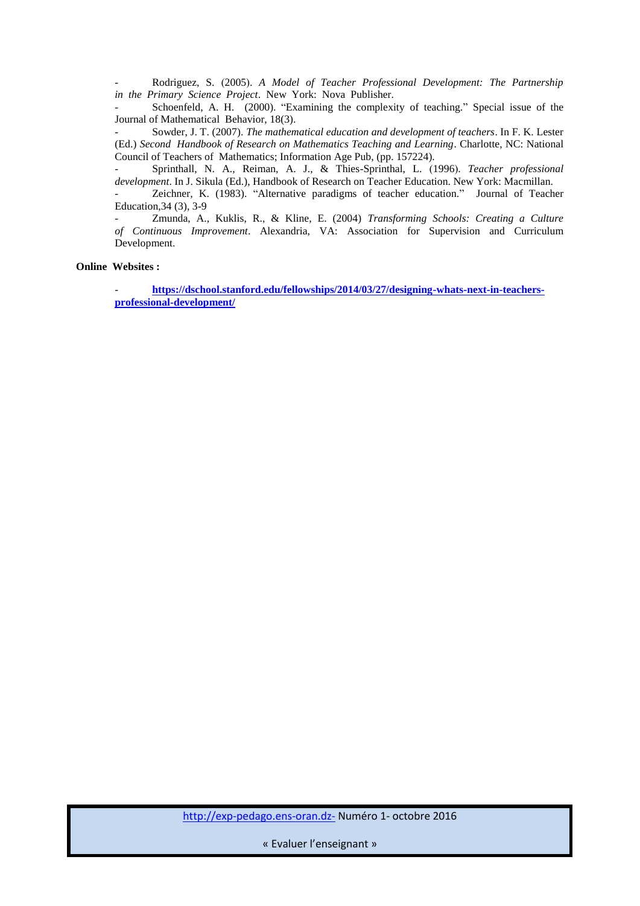- Rodriguez, S. (2005). *A Model of Teacher Professional Development: The Partnership in the Primary Science Project*. New York: Nova Publisher.
- Schoenfeld, A. H. (2000). “Examining the complexity of teaching.” Special issue of the Journal of Mathematical Behavior, 18(3).
- Sowder, J. T. (2007). *The mathematical education and development of teachers*. In F. K. Lester (Ed.) *Second Handbook of Research on Mathematics Teaching and Learning*. Charlotte, NC: National Council of Teachers of Mathematics; Information Age Pub, (pp. 157224).
- Sprinthall, N. A., Reiman, A. J., & Thies-Sprinthal, L. (1996). *Teacher professional development*. In J. Sikula (Ed.), Handbook of Research on Teacher Education. New York: Macmillan.
- Zeichner, K. (1983). “Alternative paradigms of teacher education.” Journal of Teacher Education,34 (3), 3-9
- Zmunda, A., Kuklis, R., & Kline, E. (2004) *Transforming Schools: Creating a Culture of Continuous Improvement*. Alexandria, VA: Association for Supervision and Curriculum Development.

**Online Websites :**

- **https://dschool.stanford.edu/fellowships/2014/03/27/designing-whats-next-in-teachers-professional-development/**